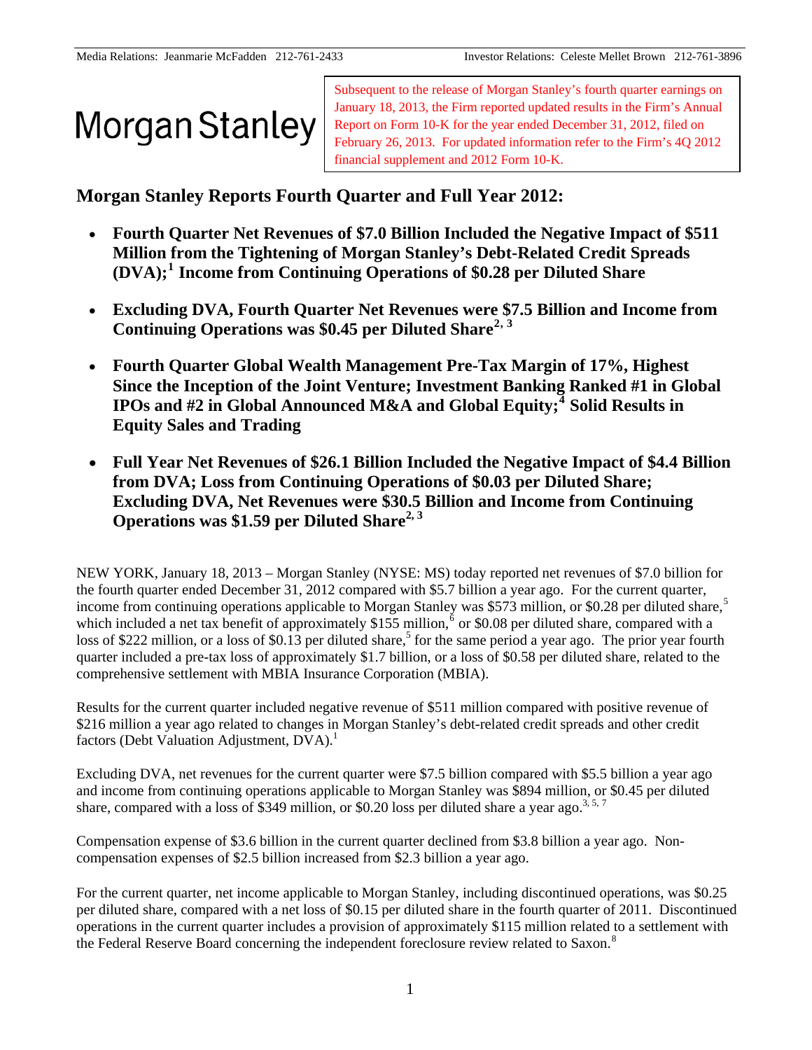Media Relations: Jeanmarie McFadden 212-761-2433 Investor Relations: Celeste Mellet Brown 212-761-3896

Morgan Stanley

Subsequent to the release of Morgan Stanley's fourth quarter earnings on January 18, 2013, the Firm reported updated results in the Firm's Annual Report on Form 10-K for the year ended December 31, 2012, filed on February 26, 2013. For updated information refer to the Firm's 4Q 2012 financial supplement and 2012 Form 10-K.

## Morgan Stanley Reports Fourth Quarter and Full Year 2012:

- **Fourth Quarter Net Revenues of $7.0 Billion Included the Negative Impact of $511 Million from the Tightening of Morgan Stanley's Debt-Related Credit Spreads (DVA);[1] Income from Continuing Operations of $0.28 per Diluted Share**
- **Excluding DVA, Fourth Quarter Net Revenues were $7.5 Billion and Income from Continuing Operations was $0.45 per Diluted Share[2, 3]**
- **Fourth Quarter Global Wealth Management Pre-Tax Margin of 17%, Highest Since the Inception of the Joint Venture; Investment Banking Ranked #1 in Global IPOs and #2 in Global Announced M&A and Global Equity;[4] Solid Results in Equity Sales and Trading**
- **Full Year Net Revenues of $26.1 Billion Included the Negative Impact of $4.4 Billion from DVA; Loss from Continuing Operations of $0.03 per Diluted Share; Excluding DVA, Net Revenues were $30.5 Billion and Income from Continuing Operations was $1.59 per Diluted Share[2, 3]**

NEW YORK, January 18, 2013 – Morgan Stanley (NYSE: MS) today reported net revenues of $7.0 billion for the fourth quarter ended December 31, 2012 compared with $5.7 billion a year ago. For the current quarter, income from continuing operations applicable to Morgan Stanley was $573 million, or $0.28 per diluted share,[5] which included a net tax benefit of approximately $155 million,[6] or $0.08 per diluted share, compared with a loss of $222 million, or a loss of $0.13 per diluted share,[5] for the same period a year ago. The prior year fourth quarter included a pre-tax loss of approximately $1.7 billion, or a loss of $0.58 per diluted share, related to the comprehensive settlement with MBIA Insurance Corporation (MBIA).

Results for the current quarter included negative revenue of $511 million compared with positive revenue of $216 million a year ago related to changes in Morgan Stanley's debt-related credit spreads and other credit factors (Debt Valuation Adjustment, DVA).[1]

Excluding DVA, net revenues for the current quarter were $7.5 billion compared with $5.5 billion a year ago and income from continuing operations applicable to Morgan Stanley was $894 million, or $0.45 per diluted share, compared with a loss of $349 million, or $0.20 loss per diluted share a year ago.[3, 5, 7]

Compensation expense of $3.6 billion in the current quarter declined from $3.8 billion a year ago. Non-compensation expenses of $2.5 billion increased from $2.3 billion a year ago.

For the current quarter, net income applicable to Morgan Stanley, including discontinued operations, was $0.25 per diluted share, compared with a net loss of $0.15 per diluted share in the fourth quarter of 2011. Discontinued operations in the current quarter includes a provision of approximately $115 million related to a settlement with the Federal Reserve Board concerning the independent foreclosure review related to Saxon.[8]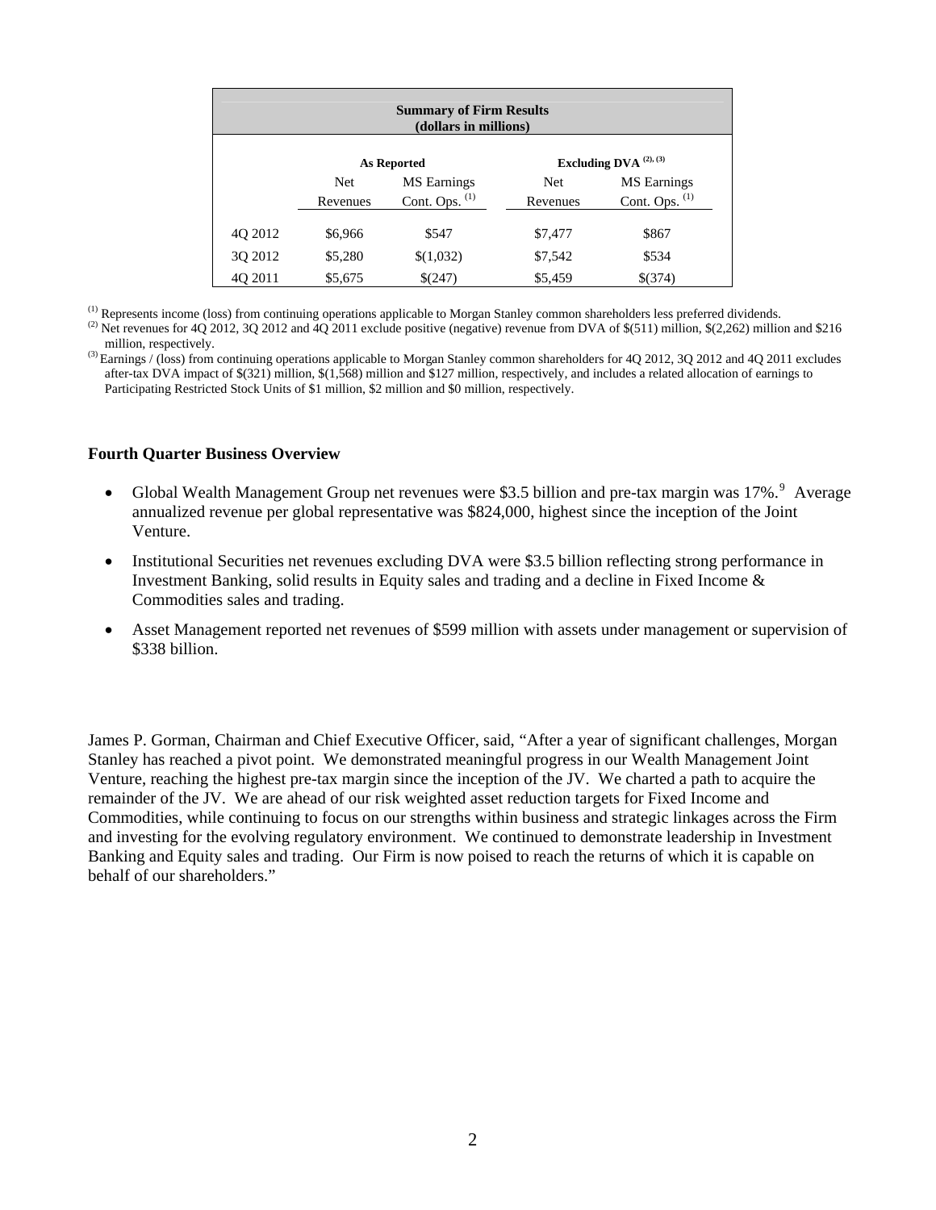| Summary of Firm Results (dollars in millions) | | | | |
|---|---|---|---|---|
| | As Reported | | Excluding DVA [(2), (3)] | |
| | Net Revenues | MS Earnings Cont. Ops. [(1)] | Net Revenues | MS Earnings Cont. Ops. [(1)] |
| 4Q 2012 | $6,966 | $547 | $7,477 | $867 |
| 3Q 2012 | $5,280 | $(1,032) | $7,542 | $534 |
| 4Q 2011 | $5,675 | $(247) | $5,459 | $(374) |

(1) Represents income (loss) from continuing operations applicable to Morgan Stanley common shareholders less preferred dividends.

(2) Net revenues for 4Q 2012, 3Q 2012 and 4Q 2011 exclude positive (negative) revenue from DVA of $(511) million, $(2,262) million and $216 million, respectively.

(3) Earnings / (loss) from continuing operations applicable to Morgan Stanley common shareholders for 4Q 2012, 3Q 2012 and 4Q 2011 excludes after-tax DVA impact of $(321) million, $(1,568) million and $127 million, respectively, and includes a related allocation of earnings to Participating Restricted Stock Units of $1 million, $2 million and $0 million, respectively.

### Fourth Quarter Business Overview

- Global Wealth Management Group net revenues were $3.5 billion and pre-tax margin was 17%.[9] Average annualized revenue per global representative was $824,000, highest since the inception of the Joint Venture.
- Institutional Securities net revenues excluding DVA were $3.5 billion reflecting strong performance in Investment Banking, solid results in Equity sales and trading and a decline in Fixed Income & Commodities sales and trading.
- Asset Management reported net revenues of $599 million with assets under management or supervision of $338 billion.

James P. Gorman, Chairman and Chief Executive Officer, said, "After a year of significant challenges, Morgan Stanley has reached a pivot point. We demonstrated meaningful progress in our Wealth Management Joint Venture, reaching the highest pre-tax margin since the inception of the JV. We charted a path to acquire the remainder of the JV. We are ahead of our risk weighted asset reduction targets for Fixed Income and Commodities, while continuing to focus on our strengths within business and strategic linkages across the Firm and investing for the evolving regulatory environment. We continued to demonstrate leadership in Investment Banking and Equity sales and trading. Our Firm is now poised to reach the returns of which it is capable on behalf of our shareholders."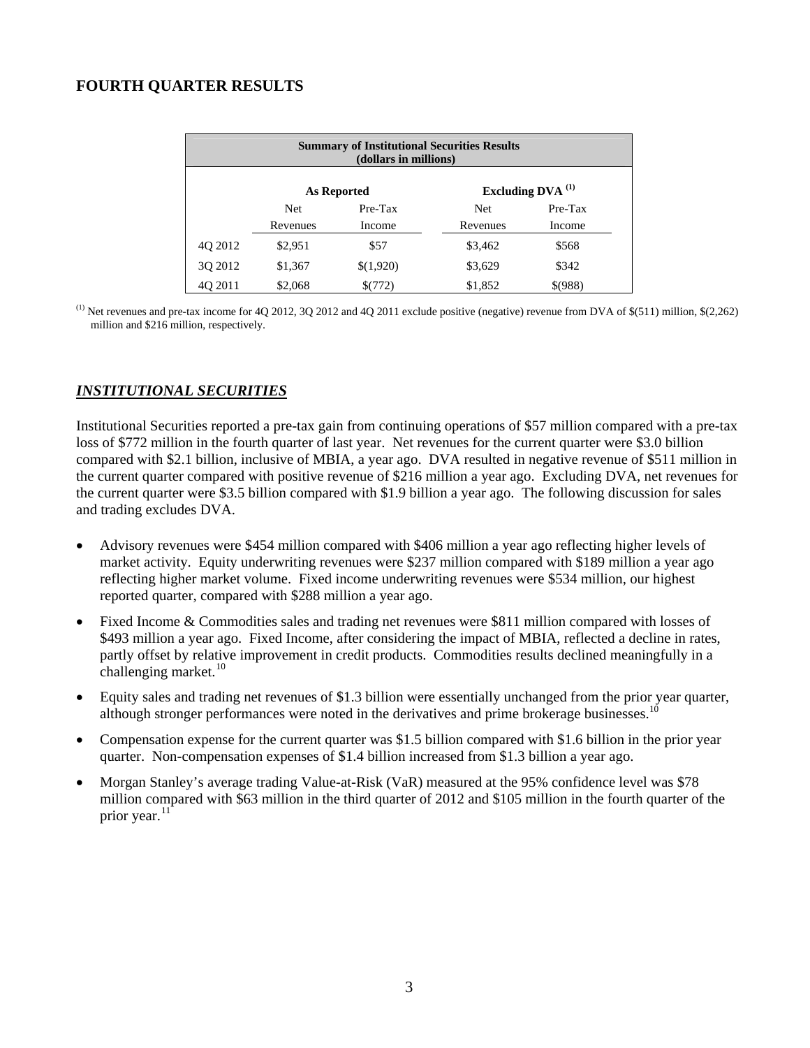## FOURTH QUARTER RESULTS

| Summary of Institutional Securities Results (dollars in millions) | | | | |
|---|---|---|---|---|
| | **As Reported** | | **Excluding DVA [(1)]** | |
| | Net Revenues | Pre-Tax Income | Net Revenues | Pre-Tax Income |
| 4Q 2012 | $2,951 | $57 | $3,462 | $568 |
| 3Q 2012 | $1,367 | $(1,920) | $3,629 | $342 |
| 4Q 2011 | $2,068 | $(772) | $1,852 | $(988) |

[(1)] Net revenues and pre-tax income for 4Q 2012, 3Q 2012 and 4Q 2011 exclude positive (negative) revenue from DVA of $(511) million, $(2,262) million and $216 million, respectively.

### ***INSTITUTIONAL SECURITIES***

Institutional Securities reported a pre-tax gain from continuing operations of $57 million compared with a pre-tax loss of $772 million in the fourth quarter of last year. Net revenues for the current quarter were $3.0 billion compared with $2.1 billion, inclusive of MBIA, a year ago. DVA resulted in negative revenue of $511 million in the current quarter compared with positive revenue of $216 million a year ago. Excluding DVA, net revenues for the current quarter were $3.5 billion compared with $1.9 billion a year ago. The following discussion for sales and trading excludes DVA.

- Advisory revenues were $454 million compared with $406 million a year ago reflecting higher levels of market activity. Equity underwriting revenues were $237 million compared with $189 million a year ago reflecting higher market volume. Fixed income underwriting revenues were $534 million, our highest reported quarter, compared with $288 million a year ago.
- Fixed Income & Commodities sales and trading net revenues were $811 million compared with losses of $493 million a year ago. Fixed Income, after considering the impact of MBIA, reflected a decline in rates, partly offset by relative improvement in credit products. Commodities results declined meaningfully in a challenging market.[10]
- Equity sales and trading net revenues of $1.3 billion were essentially unchanged from the prior year quarter, although stronger performances were noted in the derivatives and prime brokerage businesses.[10]
- Compensation expense for the current quarter was $1.5 billion compared with $1.6 billion in the prior year quarter. Non-compensation expenses of $1.4 billion increased from $1.3 billion a year ago.
- Morgan Stanley's average trading Value-at-Risk (VaR) measured at the 95% confidence level was $78 million compared with $63 million in the third quarter of 2012 and $105 million in the fourth quarter of the prior year.[11]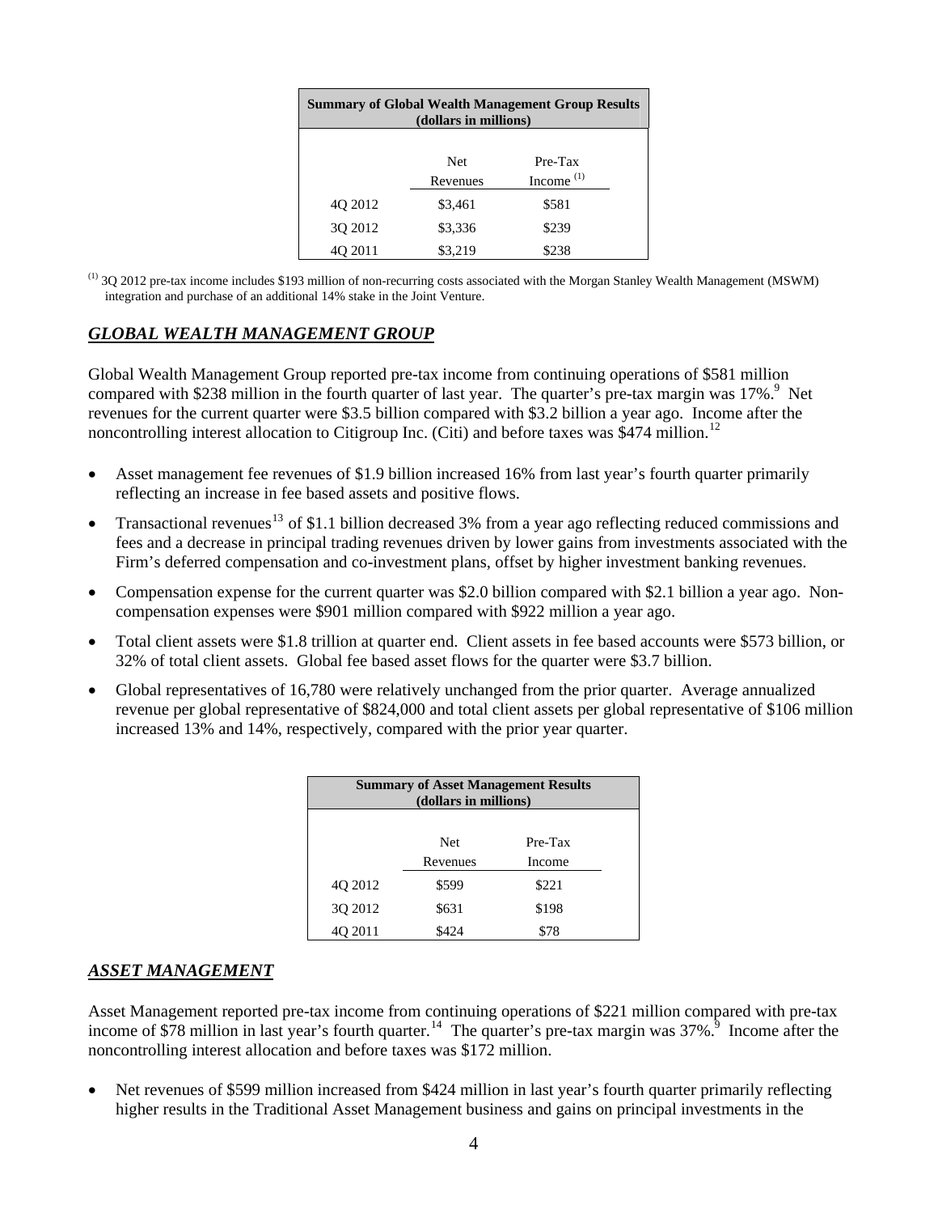| Summary of Global Wealth Management Group Results (dollars in millions) | | |
|---|---|---|
| | Net Revenues | Pre-Tax Income [(1)] |
| 4Q 2012 | $3,461 | $581 |
| 3Q 2012 | $3,336 | $239 |
| 4Q 2011 | $3,219 | $238 |

[(1)] 3Q 2012 pre-tax income includes $193 million of non-recurring costs associated with the Morgan Stanley Wealth Management (MSWM) integration and purchase of an additional 14% stake in the Joint Venture.

## *GLOBAL WEALTH MANAGEMENT GROUP*

Global Wealth Management Group reported pre-tax income from continuing operations of $581 million compared with $238 million in the fourth quarter of last year. The quarter's pre-tax margin was 17%.[9] Net revenues for the current quarter were $3.5 billion compared with $3.2 billion a year ago. Income after the noncontrolling interest allocation to Citigroup Inc. (Citi) and before taxes was $474 million.[12]

- Asset management fee revenues of $1.9 billion increased 16% from last year's fourth quarter primarily reflecting an increase in fee based assets and positive flows.
- Transactional revenues[13] of $1.1 billion decreased 3% from a year ago reflecting reduced commissions and fees and a decrease in principal trading revenues driven by lower gains from investments associated with the Firm's deferred compensation and co-investment plans, offset by higher investment banking revenues.
- Compensation expense for the current quarter was $2.0 billion compared with $2.1 billion a year ago. Non-compensation expenses were $901 million compared with $922 million a year ago.
- Total client assets were $1.8 trillion at quarter end. Client assets in fee based accounts were $573 billion, or 32% of total client assets. Global fee based asset flows for the quarter were $3.7 billion.
- Global representatives of 16,780 were relatively unchanged from the prior quarter. Average annualized revenue per global representative of $824,000 and total client assets per global representative of $106 million increased 13% and 14%, respectively, compared with the prior year quarter.

| Summary of Asset Management Results (dollars in millions) | | |
|---|---|---|
| | Net Revenues | Pre-Tax Income |
| 4Q 2012 | $599 | $221 |
| 3Q 2012 | $631 | $198 |
| 4Q 2011 | $424 | $78 |

## *ASSET MANAGEMENT*

Asset Management reported pre-tax income from continuing operations of $221 million compared with pre-tax income of $78 million in last year's fourth quarter.[14] The quarter's pre-tax margin was 37%.[9] Income after the noncontrolling interest allocation and before taxes was $172 million.

- Net revenues of $599 million increased from $424 million in last year's fourth quarter primarily reflecting higher results in the Traditional Asset Management business and gains on principal investments in the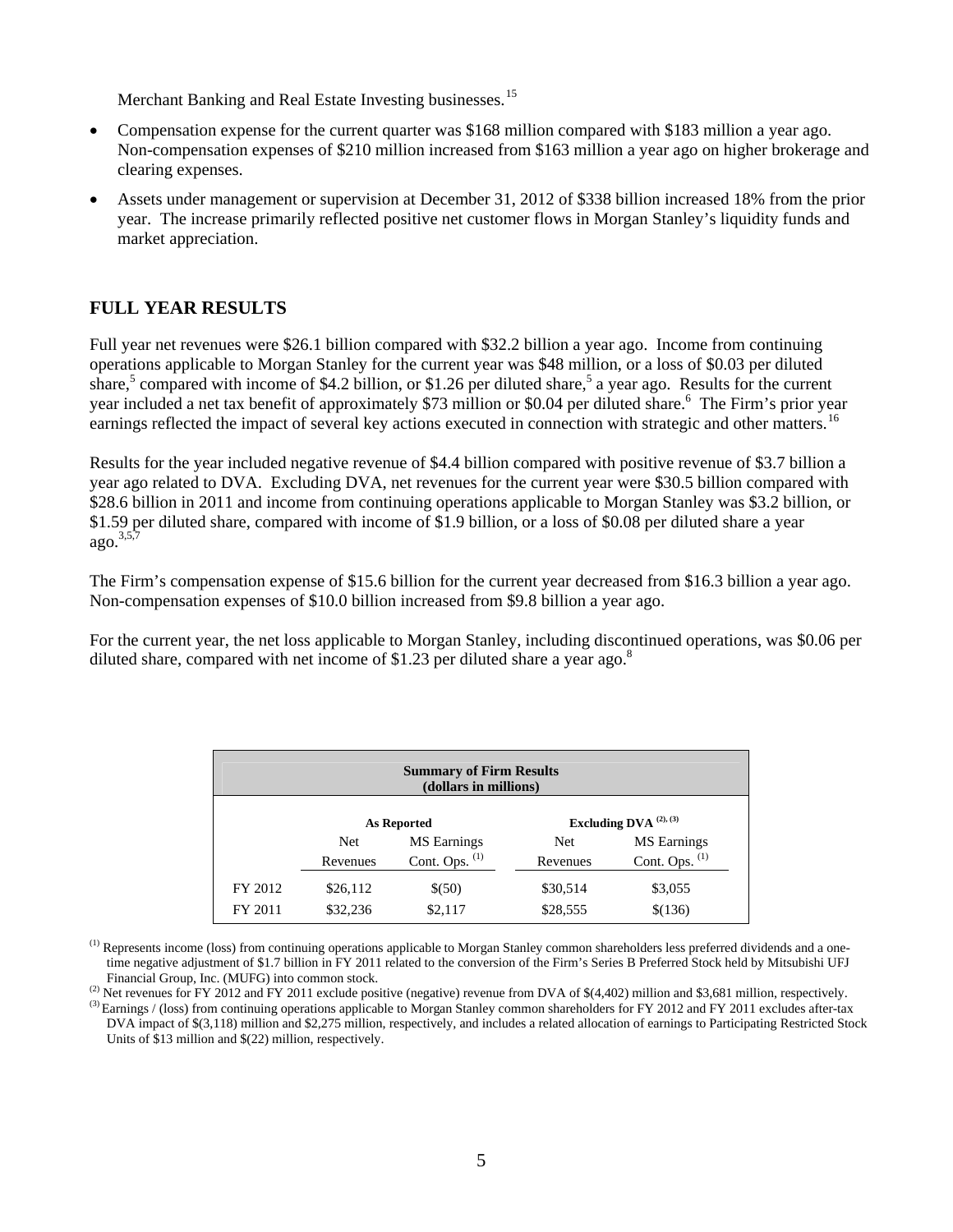Merchant Banking and Real Estate Investing businesses.[15]

- Compensation expense for the current quarter was $168 million compared with $183 million a year ago. Non-compensation expenses of $210 million increased from $163 million a year ago on higher brokerage and clearing expenses.
- Assets under management or supervision at December 31, 2012 of $338 billion increased 18% from the prior year. The increase primarily reflected positive net customer flows in Morgan Stanley's liquidity funds and market appreciation.

## FULL YEAR RESULTS

Full year net revenues were $26.1 billion compared with $32.2 billion a year ago. Income from continuing operations applicable to Morgan Stanley for the current year was $48 million, or a loss of $0.03 per diluted share,[5] compared with income of $4.2 billion, or $1.26 per diluted share,[5] a year ago. Results for the current year included a net tax benefit of approximately $73 million or $0.04 per diluted share.[6] The Firm's prior year earnings reflected the impact of several key actions executed in connection with strategic and other matters.[16]

Results for the year included negative revenue of $4.4 billion compared with positive revenue of $3.7 billion a year ago related to DVA. Excluding DVA, net revenues for the current year were $30.5 billion compared with $28.6 billion in 2011 and income from continuing operations applicable to Morgan Stanley was $3.2 billion, or $1.59 per diluted share, compared with income of $1.9 billion, or a loss of $0.08 per diluted share a year ago.[3,5,7]

The Firm's compensation expense of $15.6 billion for the current year decreased from $16.3 billion a year ago. Non-compensation expenses of $10.0 billion increased from $9.8 billion a year ago.

For the current year, the net loss applicable to Morgan Stanley, including discontinued operations, was $0.06 per diluted share, compared with net income of $1.23 per diluted share a year ago.[8]

**Summary of Firm Results (dollars in millions)**

| | As Reported | | Excluding DVA [(2), (3)] | |
|---|---|---|---|---|
| | Net Revenues | MS Earnings Cont. Ops. [(1)] | Net Revenues | MS Earnings Cont. Ops. [(1)] |
| FY 2012 | $26,112 | $(50) | $30,514 | $3,055 |
| FY 2011 | $32,236 | $2,117 | $28,555 | $(136) |

(1) Represents income (loss) from continuing operations applicable to Morgan Stanley common shareholders less preferred dividends and a one-time negative adjustment of $1.7 billion in FY 2011 related to the conversion of the Firm's Series B Preferred Stock held by Mitsubishi UFJ Financial Group, Inc. (MUFG) into common stock.

(2) Net revenues for FY 2012 and FY 2011 exclude positive (negative) revenue from DVA of $(4,402) million and $3,681 million, respectively.

(3) Earnings / (loss) from continuing operations applicable to Morgan Stanley common shareholders for FY 2012 and FY 2011 excludes after-tax DVA impact of $(3,118) million and $2,275 million, respectively, and includes a related allocation of earnings to Participating Restricted Stock Units of $13 million and $(22) million, respectively.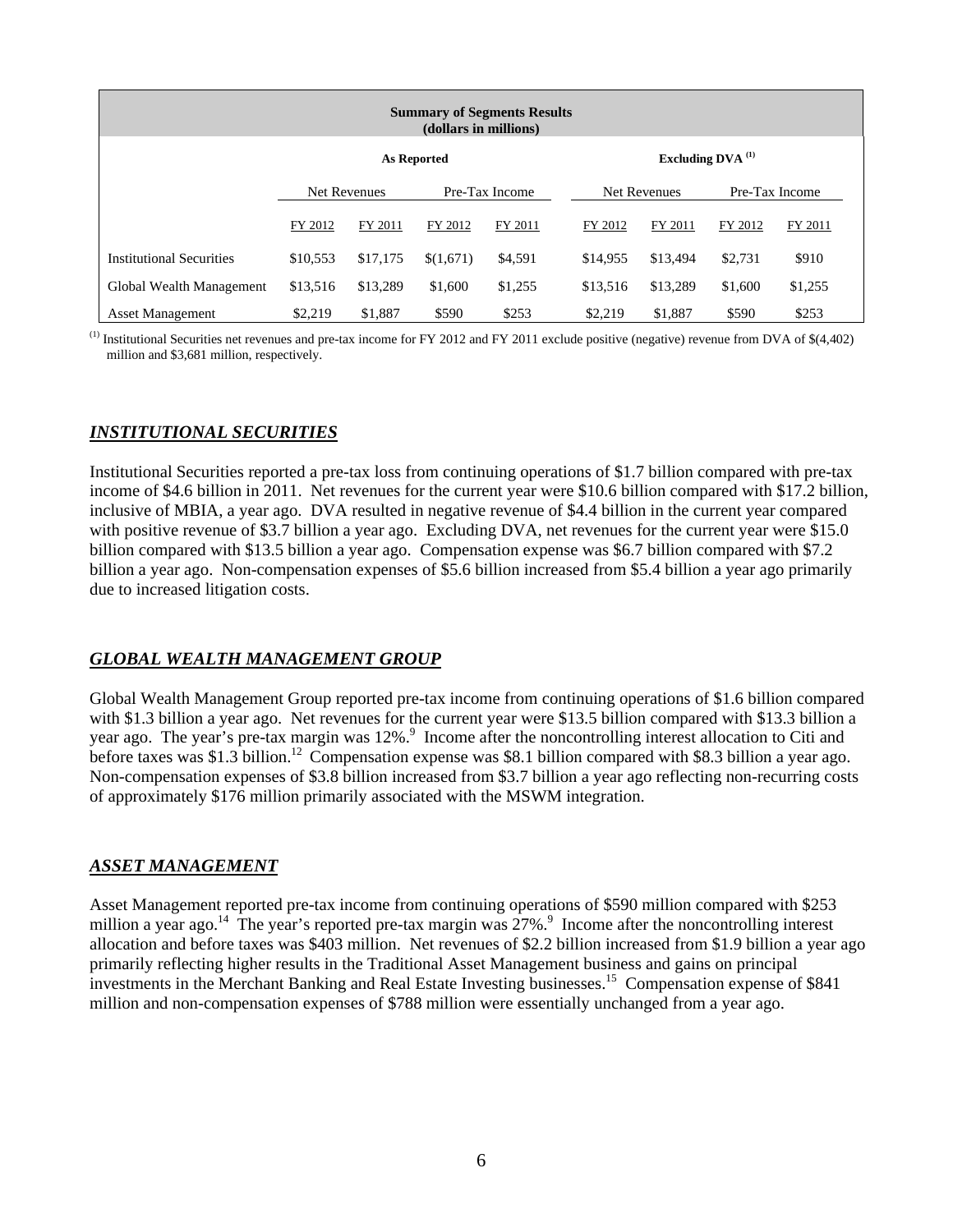| Summary of Segments Results (dollars in millions) | | | | | | | | |
|---|---|---|---|---|---|---|---|---|
| | As Reported | | | | Excluding DVA [1] | | | |
| | Net Revenues | | Pre-Tax Income | | Net Revenues | | Pre-Tax Income | |
| | FY 2012 | FY 2011 | FY 2012 | FY 2011 | FY 2012 | FY 2011 | FY 2012 | FY 2011 |
| Institutional Securities | $10,553 | $17,175 | $(1,671) | $4,591 | $14,955 | $13,494 | $2,731 | $910 |
| Global Wealth Management | $13,516 | $13,289 | $1,600 | $1,255 | $13,516 | $13,289 | $1,600 | $1,255 |
| Asset Management | $2,219 | $1,887 | $590 | $253 | $2,219 | $1,887 | $590 | $253 |

[1] Institutional Securities net revenues and pre-tax income for FY 2012 and FY 2011 exclude positive (negative) revenue from DVA of $(4,402) million and $3,681 million, respectively.

## ***INSTITUTIONAL SECURITIES***

Institutional Securities reported a pre-tax loss from continuing operations of $1.7 billion compared with pre-tax income of $4.6 billion in 2011. Net revenues for the current year were $10.6 billion compared with $17.2 billion, inclusive of MBIA, a year ago. DVA resulted in negative revenue of $4.4 billion in the current year compared with positive revenue of $3.7 billion a year ago. Excluding DVA, net revenues for the current year were $15.0 billion compared with $13.5 billion a year ago. Compensation expense was $6.7 billion compared with $7.2 billion a year ago. Non-compensation expenses of $5.6 billion increased from $5.4 billion a year ago primarily due to increased litigation costs.

## ***GLOBAL WEALTH MANAGEMENT GROUP***

Global Wealth Management Group reported pre-tax income from continuing operations of $1.6 billion compared with $1.3 billion a year ago. Net revenues for the current year were $13.5 billion compared with $13.3 billion a year ago. The year's pre-tax margin was 12%.[9] Income after the noncontrolling interest allocation to Citi and before taxes was $1.3 billion.[12] Compensation expense was $8.1 billion compared with $8.3 billion a year ago. Non-compensation expenses of $3.8 billion increased from $3.7 billion a year ago reflecting non-recurring costs of approximately $176 million primarily associated with the MSWM integration.

## ***ASSET MANAGEMENT***

Asset Management reported pre-tax income from continuing operations of $590 million compared with $253 million a year ago.[14] The year's reported pre-tax margin was 27%.[9] Income after the noncontrolling interest allocation and before taxes was $403 million. Net revenues of $2.2 billion increased from $1.9 billion a year ago primarily reflecting higher results in the Traditional Asset Management business and gains on principal investments in the Merchant Banking and Real Estate Investing businesses.[15] Compensation expense of $841 million and non-compensation expenses of $788 million were essentially unchanged from a year ago.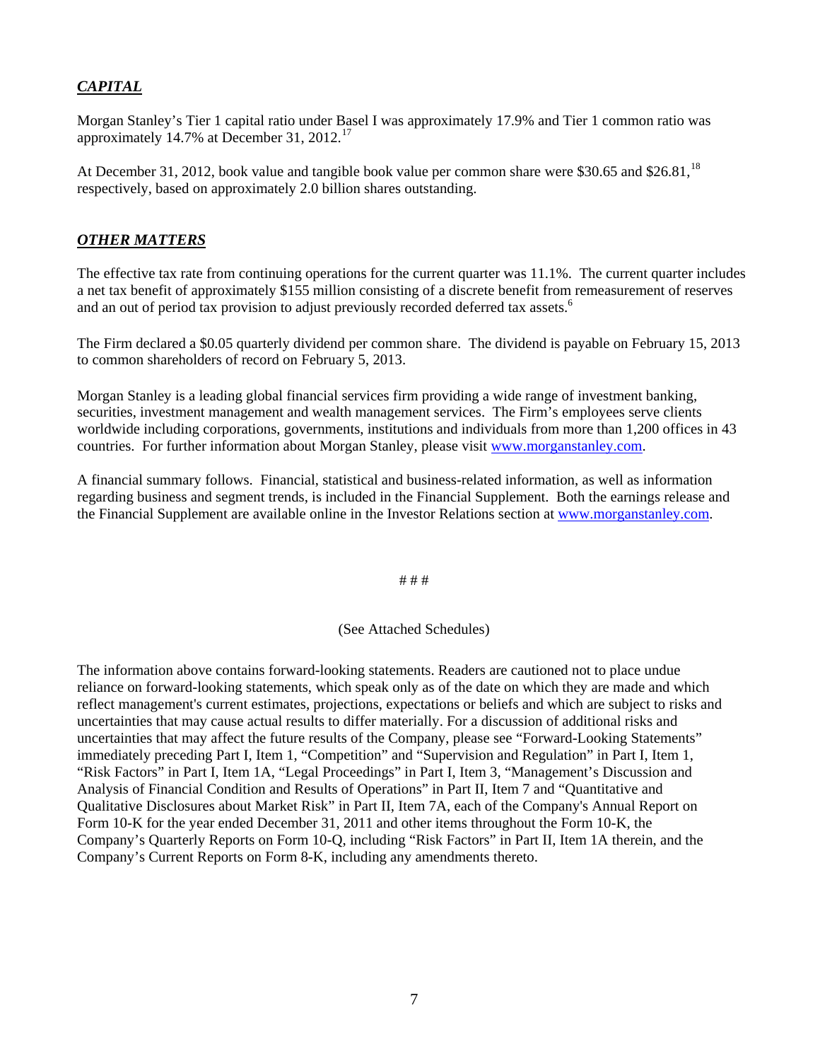## ***CAPITAL***

Morgan Stanley's Tier 1 capital ratio under Basel I was approximately 17.9% and Tier 1 common ratio was approximately 14.7% at December 31, 2012.[17]

At December 31, 2012, book value and tangible book value per common share were $30.65 and $26.81,[18] respectively, based on approximately 2.0 billion shares outstanding.

## ***OTHER MATTERS***

The effective tax rate from continuing operations for the current quarter was 11.1%. The current quarter includes a net tax benefit of approximately $155 million consisting of a discrete benefit from remeasurement of reserves and an out of period tax provision to adjust previously recorded deferred tax assets.[6]

The Firm declared a $0.05 quarterly dividend per common share. The dividend is payable on February 15, 2013 to common shareholders of record on February 5, 2013.

Morgan Stanley is a leading global financial services firm providing a wide range of investment banking, securities, investment management and wealth management services. The Firm's employees serve clients worldwide including corporations, governments, institutions and individuals from more than 1,200 offices in 43 countries. For further information about Morgan Stanley, please visit www.morganstanley.com.

A financial summary follows. Financial, statistical and business-related information, as well as information regarding business and segment trends, is included in the Financial Supplement. Both the earnings release and the Financial Supplement are available online in the Investor Relations section at www.morganstanley.com.

# # #

(See Attached Schedules)

The information above contains forward-looking statements. Readers are cautioned not to place undue reliance on forward-looking statements, which speak only as of the date on which they are made and which reflect management's current estimates, projections, expectations or beliefs and which are subject to risks and uncertainties that may cause actual results to differ materially. For a discussion of additional risks and uncertainties that may affect the future results of the Company, please see "Forward-Looking Statements" immediately preceding Part I, Item 1, "Competition" and "Supervision and Regulation" in Part I, Item 1, "Risk Factors" in Part I, Item 1A, "Legal Proceedings" in Part I, Item 3, "Management's Discussion and Analysis of Financial Condition and Results of Operations" in Part II, Item 7 and "Quantitative and Qualitative Disclosures about Market Risk" in Part II, Item 7A, each of the Company's Annual Report on Form 10-K for the year ended December 31, 2011 and other items throughout the Form 10-K, the Company's Quarterly Reports on Form 10-Q, including "Risk Factors" in Part II, Item 1A therein, and the Company's Current Reports on Form 8-K, including any amendments thereto.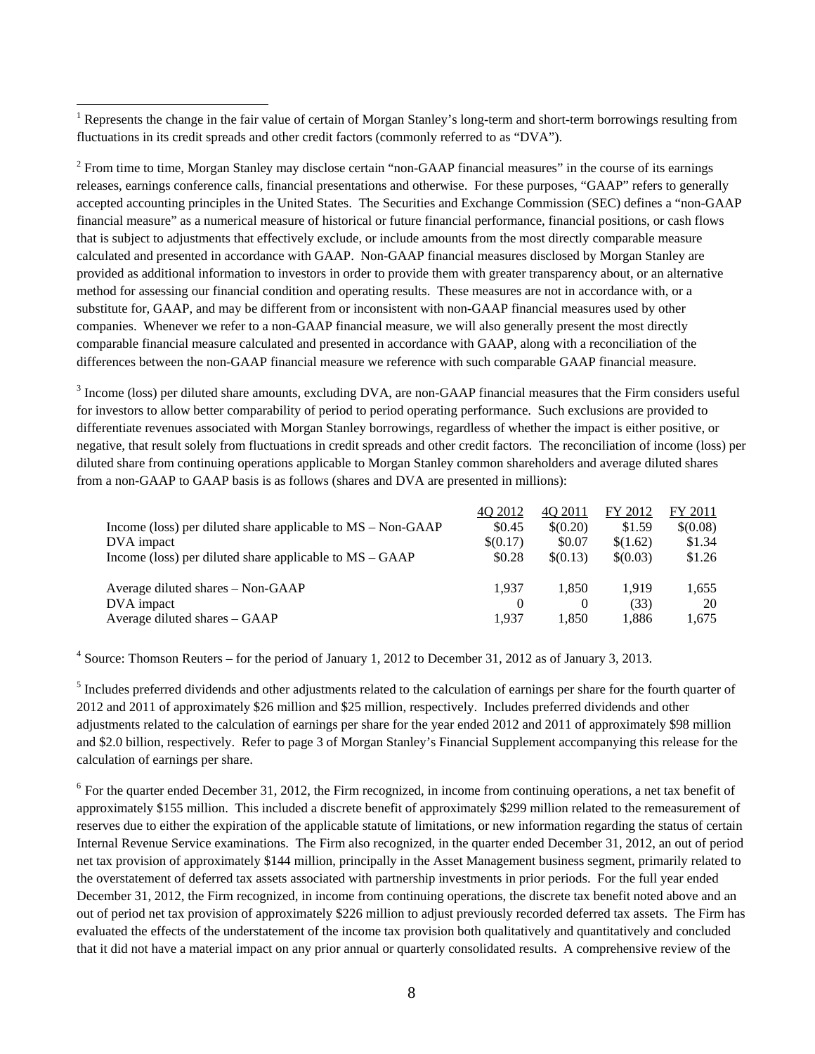[1] Represents the change in the fair value of certain of Morgan Stanley's long-term and short-term borrowings resulting from fluctuations in its credit spreads and other credit factors (commonly referred to as "DVA").

[2] From time to time, Morgan Stanley may disclose certain "non-GAAP financial measures" in the course of its earnings releases, earnings conference calls, financial presentations and otherwise. For these purposes, "GAAP" refers to generally accepted accounting principles in the United States. The Securities and Exchange Commission (SEC) defines a "non-GAAP financial measure" as a numerical measure of historical or future financial performance, financial positions, or cash flows that is subject to adjustments that effectively exclude, or include amounts from the most directly comparable measure calculated and presented in accordance with GAAP. Non-GAAP financial measures disclosed by Morgan Stanley are provided as additional information to investors in order to provide them with greater transparency about, or an alternative method for assessing our financial condition and operating results. These measures are not in accordance with, or a substitute for, GAAP, and may be different from or inconsistent with non-GAAP financial measures used by other companies. Whenever we refer to a non-GAAP financial measure, we will also generally present the most directly comparable financial measure calculated and presented in accordance with GAAP, along with a reconciliation of the differences between the non-GAAP financial measure we reference with such comparable GAAP financial measure.

[3] Income (loss) per diluted share amounts, excluding DVA, are non-GAAP financial measures that the Firm considers useful for investors to allow better comparability of period to period operating performance. Such exclusions are provided to differentiate revenues associated with Morgan Stanley borrowings, regardless of whether the impact is either positive, or negative, that result solely from fluctuations in credit spreads and other credit factors. The reconciliation of income (loss) per diluted share from continuing operations applicable to Morgan Stanley common shareholders and average diluted shares from a non-GAAP to GAAP basis is as follows (shares and DVA are presented in millions):

| | 4Q 2012 | 4Q 2011 | FY 2012 | FY 2011 |
|---|---|---|---|---|
| Income (loss) per diluted share applicable to MS – Non-GAAP | $0.45 | $(0.20) | $1.59 | $(0.08) |
| DVA impact | $(0.17) | $0.07 | $(1.62) | $1.34 |
| Income (loss) per diluted share applicable to MS – GAAP | $0.28 | $(0.13) | $(0.03) | $1.26 |
| | | | | |
| Average diluted shares – Non-GAAP | 1,937 | 1,850 | 1,919 | 1,655 |
| DVA impact | 0 | 0 | (33) | 20 |
| Average diluted shares – GAAP | 1,937 | 1,850 | 1,886 | 1,675 |

[4] Source: Thomson Reuters – for the period of January 1, 2012 to December 31, 2012 as of January 3, 2013.

[5] Includes preferred dividends and other adjustments related to the calculation of earnings per share for the fourth quarter of 2012 and 2011 of approximately $26 million and $25 million, respectively. Includes preferred dividends and other adjustments related to the calculation of earnings per share for the year ended 2012 and 2011 of approximately $98 million and $2.0 billion, respectively. Refer to page 3 of Morgan Stanley's Financial Supplement accompanying this release for the calculation of earnings per share.

[6] For the quarter ended December 31, 2012, the Firm recognized, in income from continuing operations, a net tax benefit of approximately $155 million. This included a discrete benefit of approximately $299 million related to the remeasurement of reserves due to either the expiration of the applicable statute of limitations, or new information regarding the status of certain Internal Revenue Service examinations. The Firm also recognized, in the quarter ended December 31, 2012, an out of period net tax provision of approximately $144 million, principally in the Asset Management business segment, primarily related to the overstatement of deferred tax assets associated with partnership investments in prior periods. For the full year ended December 31, 2012, the Firm recognized, in income from continuing operations, the discrete tax benefit noted above and an out of period net tax provision of approximately $226 million to adjust previously recorded deferred tax assets. The Firm has evaluated the effects of the understatement of the income tax provision both qualitatively and quantitatively and concluded that it did not have a material impact on any prior annual or quarterly consolidated results. A comprehensive review of the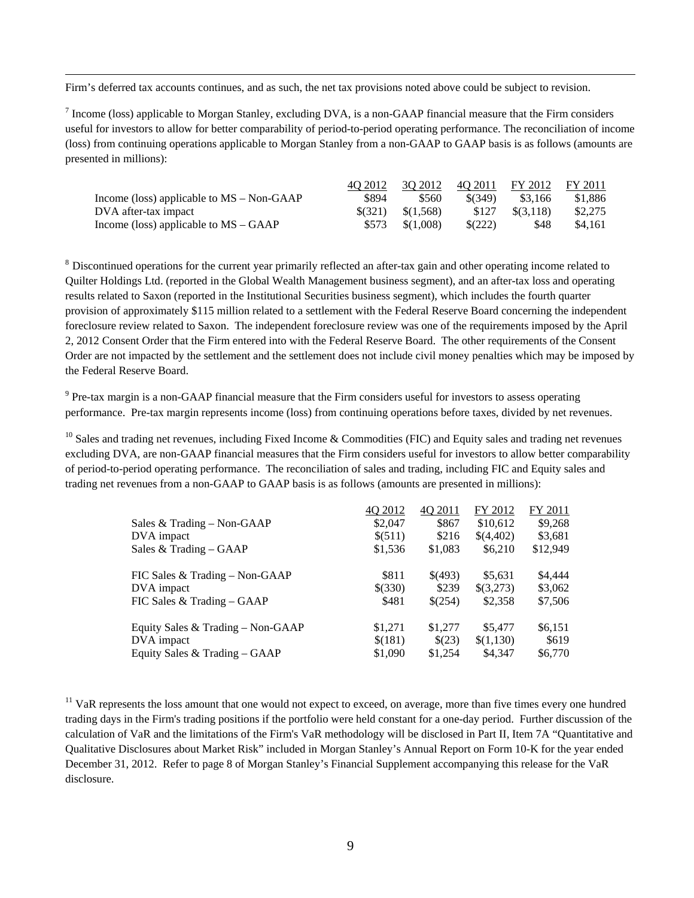Firm's deferred tax accounts continues, and as such, the net tax provisions noted above could be subject to revision.

[7] Income (loss) applicable to Morgan Stanley, excluding DVA, is a non-GAAP financial measure that the Firm considers useful for investors to allow for better comparability of period-to-period operating performance. The reconciliation of income (loss) from continuing operations applicable to Morgan Stanley from a non-GAAP to GAAP basis is as follows (amounts are presented in millions):

| | 4Q 2012 | 3Q 2012 | 4Q 2011 | FY 2012 | FY 2011 |
|---|---|---|---|---|---|
| Income (loss) applicable to MS – Non-GAAP | $894 | $560 | $(349) | $3,166 | $1,886 |
| DVA after-tax impact | $(321) | $(1,568) | $127 | $(3,118) | $2,275 |
| Income (loss) applicable to MS – GAAP | $573 | $(1,008) | $(222) | $48 | $4,161 |

[8] Discontinued operations for the current year primarily reflected an after-tax gain and other operating income related to Quilter Holdings Ltd. (reported in the Global Wealth Management business segment), and an after-tax loss and operating results related to Saxon (reported in the Institutional Securities business segment), which includes the fourth quarter provision of approximately $115 million related to a settlement with the Federal Reserve Board concerning the independent foreclosure review related to Saxon. The independent foreclosure review was one of the requirements imposed by the April 2, 2012 Consent Order that the Firm entered into with the Federal Reserve Board. The other requirements of the Consent Order are not impacted by the settlement and the settlement does not include civil money penalties which may be imposed by the Federal Reserve Board.

[9] Pre-tax margin is a non-GAAP financial measure that the Firm considers useful for investors to assess operating performance. Pre-tax margin represents income (loss) from continuing operations before taxes, divided by net revenues.

[10] Sales and trading net revenues, including Fixed Income & Commodities (FIC) and Equity sales and trading net revenues excluding DVA, are non-GAAP financial measures that the Firm considers useful for investors to allow better comparability of period-to-period operating performance. The reconciliation of sales and trading, including FIC and Equity sales and trading net revenues from a non-GAAP to GAAP basis is as follows (amounts are presented in millions):

| | 4Q 2012 | 4Q 2011 | FY 2012 | FY 2011 |
|---|---|---|---|---|
| Sales & Trading – Non-GAAP | $2,047 | $867 | $10,612 | $9,268 |
| DVA impact | $(511) | $216 | $(4,402) | $3,681 |
| Sales & Trading – GAAP | $1,536 | $1,083 | $6,210 | $12,949 |
| | | | | |
| FIC Sales & Trading – Non-GAAP | $811 | $(493) | $5,631 | $4,444 |
| DVA impact | $(330) | $239 | $(3,273) | $3,062 |
| FIC Sales & Trading – GAAP | $481 | $(254) | $2,358 | $7,506 |
| | | | | |
| Equity Sales & Trading – Non-GAAP | $1,271 | $1,277 | $5,477 | $6,151 |
| DVA impact | $(181) | $(23) | $(1,130) | $619 |
| Equity Sales & Trading – GAAP | $1,090 | $1,254 | $4,347 | $6,770 |

[11] VaR represents the loss amount that one would not expect to exceed, on average, more than five times every one hundred trading days in the Firm's trading positions if the portfolio were held constant for a one-day period. Further discussion of the calculation of VaR and the limitations of the Firm's VaR methodology will be disclosed in Part II, Item 7A "Quantitative and Qualitative Disclosures about Market Risk" included in Morgan Stanley's Annual Report on Form 10-K for the year ended December 31, 2012. Refer to page 8 of Morgan Stanley's Financial Supplement accompanying this release for the VaR disclosure.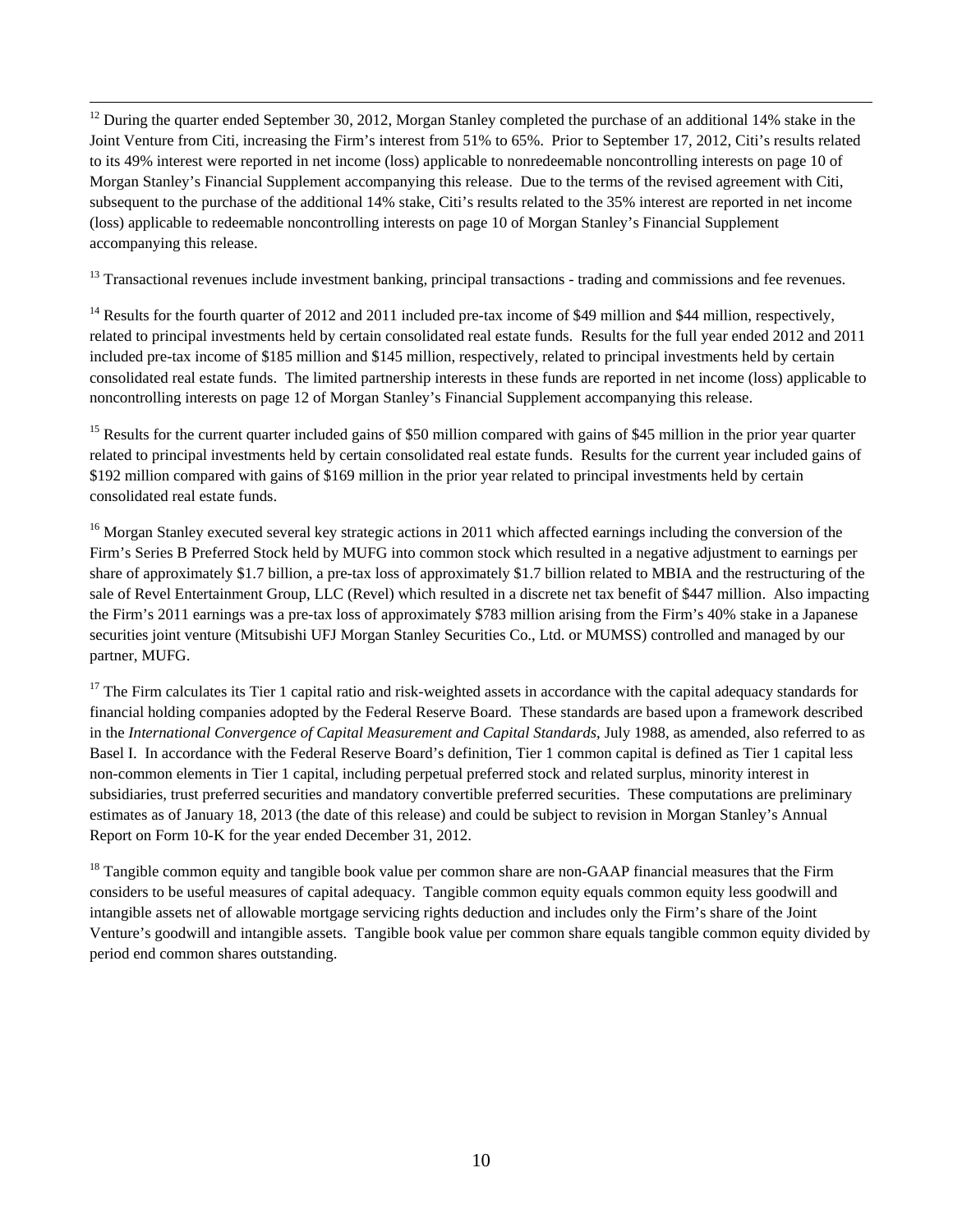[12] During the quarter ended September 30, 2012, Morgan Stanley completed the purchase of an additional 14% stake in the Joint Venture from Citi, increasing the Firm's interest from 51% to 65%. Prior to September 17, 2012, Citi's results related to its 49% interest were reported in net income (loss) applicable to nonredeemable noncontrolling interests on page 10 of Morgan Stanley's Financial Supplement accompanying this release. Due to the terms of the revised agreement with Citi, subsequent to the purchase of the additional 14% stake, Citi's results related to the 35% interest are reported in net income (loss) applicable to redeemable noncontrolling interests on page 10 of Morgan Stanley's Financial Supplement accompanying this release.

[13] Transactional revenues include investment banking, principal transactions - trading and commissions and fee revenues.

[14] Results for the fourth quarter of 2012 and 2011 included pre-tax income of $49 million and $44 million, respectively, related to principal investments held by certain consolidated real estate funds. Results for the full year ended 2012 and 2011 included pre-tax income of $185 million and $145 million, respectively, related to principal investments held by certain consolidated real estate funds. The limited partnership interests in these funds are reported in net income (loss) applicable to noncontrolling interests on page 12 of Morgan Stanley's Financial Supplement accompanying this release.

[15] Results for the current quarter included gains of $50 million compared with gains of $45 million in the prior year quarter related to principal investments held by certain consolidated real estate funds. Results for the current year included gains of $192 million compared with gains of $169 million in the prior year related to principal investments held by certain consolidated real estate funds.

[16] Morgan Stanley executed several key strategic actions in 2011 which affected earnings including the conversion of the Firm's Series B Preferred Stock held by MUFG into common stock which resulted in a negative adjustment to earnings per share of approximately $1.7 billion, a pre-tax loss of approximately $1.7 billion related to MBIA and the restructuring of the sale of Revel Entertainment Group, LLC (Revel) which resulted in a discrete net tax benefit of $447 million. Also impacting the Firm's 2011 earnings was a pre-tax loss of approximately $783 million arising from the Firm's 40% stake in a Japanese securities joint venture (Mitsubishi UFJ Morgan Stanley Securities Co., Ltd. or MUMSS) controlled and managed by our partner, MUFG.

[17] The Firm calculates its Tier 1 capital ratio and risk-weighted assets in accordance with the capital adequacy standards for financial holding companies adopted by the Federal Reserve Board. These standards are based upon a framework described in the *International Convergence of Capital Measurement and Capital Standards*, July 1988, as amended, also referred to as Basel I. In accordance with the Federal Reserve Board's definition, Tier 1 common capital is defined as Tier 1 capital less non-common elements in Tier 1 capital, including perpetual preferred stock and related surplus, minority interest in subsidiaries, trust preferred securities and mandatory convertible preferred securities. These computations are preliminary estimates as of January 18, 2013 (the date of this release) and could be subject to revision in Morgan Stanley's Annual Report on Form 10-K for the year ended December 31, 2012.

[18] Tangible common equity and tangible book value per common share are non-GAAP financial measures that the Firm considers to be useful measures of capital adequacy. Tangible common equity equals common equity less goodwill and intangible assets net of allowable mortgage servicing rights deduction and includes only the Firm's share of the Joint Venture's goodwill and intangible assets. Tangible book value per common share equals tangible common equity divided by period end common shares outstanding.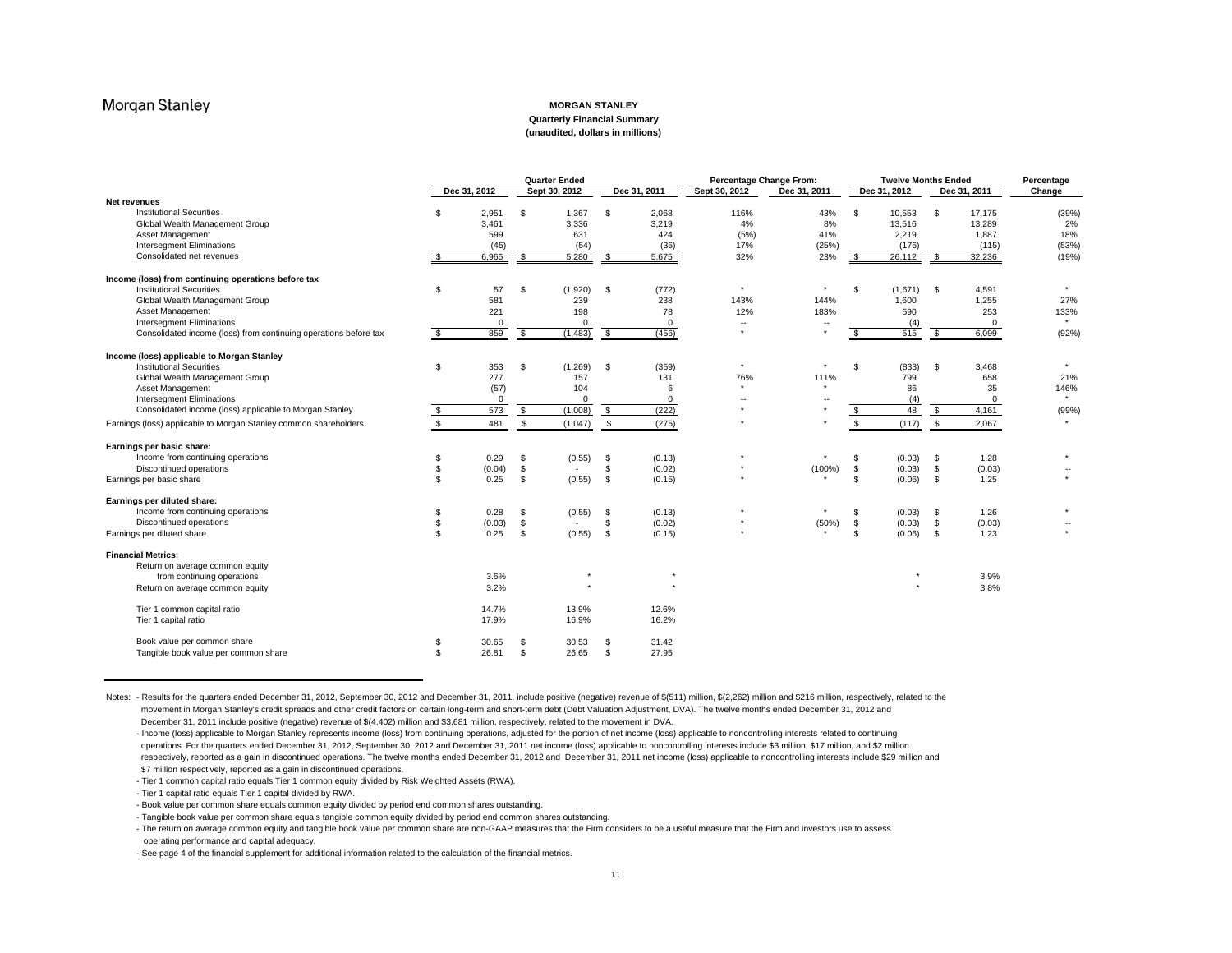Morgan Stanley

# MORGAN STANLEY

**Quarterly Financial Summary**

**(unaudited, dollars in millions)**

| | Quarter Ended | | | Percentage Change From: | | Twelve Months Ended | | Percentage |
|---|---|---|---|---|---|---|---|---|
| | Dec 31, 2012 | Sept 30, 2012 | Dec 31, 2011 | Sept 30, 2012 | Dec 31, 2011 | Dec 31, 2012 | Dec 31, 2011 | Change |
| **Net revenues** | | | | | | | | |
| Institutional Securities | $ 2,951 | $ 1,367 | $ 2,068 | 116% | 43% | $ 10,553 | $ 17,175 | (39%) |
| Global Wealth Management Group | 3,461 | 3,336 | 3,219 | 4% | 8% | 13,516 | 13,289 | 2% |
| Asset Management | 599 | 631 | 424 | (5%) | 41% | 2,219 | 1,887 | 18% |
| Intersegment Eliminations | (45) | (54) | (36) | 17% | (25%) | (176) | (115) | (53%) |
| Consolidated net revenues | $ 6,966 | $ 5,280 | $ 5,675 | 32% | 23% | $ 26,112 | $ 32,236 | (19%) |
| **Income (loss) from continuing operations before tax** | | | | | | | | |
| Institutional Securities | $ 57 | $ (1,920) | $ (772) | * | * | $ (1,671) | $ 4,591 | * |
| Global Wealth Management Group | 581 | 239 | 238 | 143% | 144% | 1,600 | 1,255 | 27% |
| Asset Management | 221 | 198 | 78 | 12% | 183% | 590 | 253 | 133% |
| Intersegment Eliminations | 0 | 0 | 0 | -- | -- | (4) | 0 | * |
| Consolidated income (loss) from continuing operations before tax | $ 859 | $ (1,483) | $ (456) | * | * | $ 515 | $ 6,099 | (92%) |
| **Income (loss) applicable to Morgan Stanley** | | | | | | | | |
| Institutional Securities | $ 353 | $ (1,269) | $ (359) | * | * | $ (833) | $ 3,468 | * |
| Global Wealth Management Group | 277 | 157 | 131 | 76% | 111% | 799 | 658 | 21% |
| Asset Management | (57) | 104 | 6 | * | * | 86 | 35 | 146% |
| Intersegment Eliminations | 0 | 0 | 0 | -- | -- | (4) | 0 | * |
| Consolidated income (loss) applicable to Morgan Stanley | $ 573 | $ (1,008) | $ (222) | * | * | $ 48 | $ 4,161 | (99%) |
| Earnings (loss) applicable to Morgan Stanley common shareholders | $ 481 | $ (1,047) | $ (275) | * | * | $ (117) | $ 2,067 | * |
| **Earnings per basic share:** | | | | | | | | |
| Income from continuing operations | $ 0.29 | $ (0.55) | $ (0.13) | * | * | $ (0.03) | $ 1.28 | * |
| Discontinued operations | $ (0.04) | $ - | $ (0.02) | * | (100%) | $ (0.03) | $ (0.03) | -- |
| Earnings per basic share | $ 0.25 | $ (0.55) | $ (0.15) | * | * | $ (0.06) | $ 1.25 | * |
| **Earnings per diluted share:** | | | | | | | | |
| Income from continuing operations | $ 0.28 | $ (0.55) | $ (0.13) | * | * | $ (0.03) | $ 1.26 | * |
| Discontinued operations | $ (0.03) | $ - | $ (0.02) | * | (50%) | $ (0.03) | $ (0.03) | -- |
| Earnings per diluted share | $ 0.25 | $ (0.55) | $ (0.15) | * | * | $ (0.06) | $ 1.23 | * |
| **Financial Metrics:** | | | | | | | | |
| Return on average common equity from continuing operations | 3.6% | * | * | | | * | 3.9% | |
| Return on average common equity | 3.2% | * | * | | | * | 3.8% | |
| Tier 1 common capital ratio | 14.7% | 13.9% | 12.6% | | | | | |
| Tier 1 capital ratio | 17.9% | 16.9% | 16.2% | | | | | |
| Book value per common share | $ 30.65 | $ 30.53 | $ 31.42 | | | | | |
| Tangible book value per common share | $ 26.81 | $ 26.65 | $ 27.95 | | | | | |

Notes:
- Results for the quarters ended December 31, 2012, September 30, 2012 and December 31, 2011, include positive (negative) revenue of $(511) million, $(2,262) million and $216 million, respectively, related to the movement in Morgan Stanley's credit spreads and other credit factors on certain long-term and short-term debt (Debt Valuation Adjustment, DVA). The twelve months ended December 31, 2012 and December 31, 2011 include positive (negative) revenue of $(4,402) million and $3,681 million, respectively, related to the movement in DVA.
- Income (loss) applicable to Morgan Stanley represents income (loss) from continuing operations, adjusted for the portion of net income (loss) applicable to noncontrolling interests related to continuing operations. For the quarters ended December 31, 2012, September 30, 2012 and December 31, 2011 net income (loss) applicable to noncontrolling interests include $3 million, $17 million, and $2 million respectively, reported as a gain in discontinued operations. The twelve months ended December 31, 2012 and December 31, 2011 net income (loss) applicable to noncontrolling interests include $29 million and $7 million respectively, reported as a gain in discontinued operations.
- Tier 1 common capital ratio equals Tier 1 common equity divided by Risk Weighted Assets (RWA).
- Tier 1 capital ratio equals Tier 1 capital divided by RWA.
- Book value per common share equals common equity divided by period end common shares outstanding.
- Tangible book value per common share equals tangible common equity divided by period end common shares outstanding.
- The return on average common equity and tangible book value per common share are non-GAAP measures that the Firm considers to be a useful measure that the Firm and investors use to assess operating performance and capital adequacy.
- See page 4 of the financial supplement for additional information related to the calculation of the financial metrics.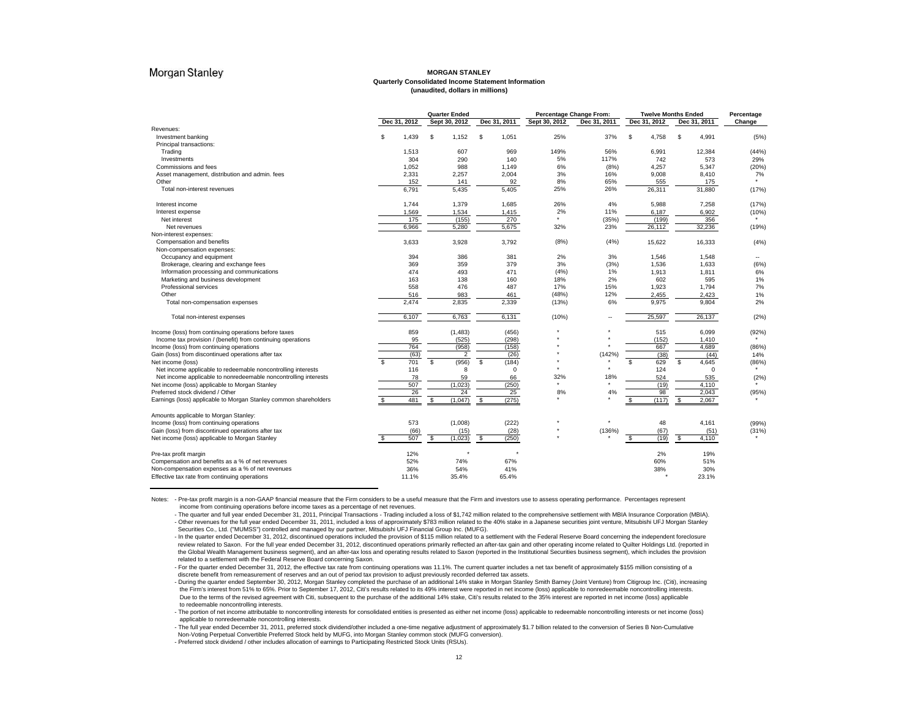Morgan Stanley

**MORGAN STANLEY**
**Quarterly Consolidated Income Statement Information**
**(unaudited, dollars in millions)**

| | Quarter Ended | | | Percentage Change From: | | Twelve Months Ended | | Percentage |
|---|---|---|---|---|---|---|---|---|
| | Dec 31, 2012 | Sept 30, 2012 | Dec 31, 2011 | Sept 30, 2012 | Dec 31, 2011 | Dec 31, 2012 | Dec 31, 2011 | Change |
| Revenues: | | | | | | | | |
| Investment banking | $ 1,439 | $ 1,152 | $ 1,051 | 25% | 37% | $ 4,758 | $ 4,991 | (5%) |
| Principal transactions: | | | | | | | | |
| Trading | 1,513 | 607 | 969 | 149% | 56% | 6,991 | 12,384 | (44%) |
| Investments | 304 | 290 | 140 | 5% | 117% | 742 | 573 | 29% |
| Commissions and fees | 1,052 | 988 | 1,149 | 6% | (8%) | 4,257 | 5,347 | (20%) |
| Asset management, distribution and admin. fees | 2,331 | 2,257 | 2,004 | 3% | 16% | 9,008 | 8,410 | 7% |
| Other | 152 | 141 | 92 | 8% | 65% | 555 | 175 | * |
| Total non-interest revenues | 6,791 | 5,435 | 5,405 | 25% | 26% | 26,311 | 31,880 | (17%) |
| | | | | | | | | |
| Interest income | 1,744 | 1,379 | 1,685 | 26% | 4% | 5,988 | 7,258 | (17%) |
| Interest expense | 1,569 | 1,534 | 1,415 | 2% | 11% | 6,187 | 6,902 | (10%) |
| Net interest | 175 | (155) | 270 | * | (35%) | (199) | 356 | * |
| Net revenues | 6,966 | 5,280 | 5,675 | 32% | 23% | 26,112 | 32,236 | (19%) |
| Non-interest expenses: | | | | | | | | |
| Compensation and benefits | 3,633 | 3,928 | 3,792 | (8%) | (4%) | 15,622 | 16,333 | (4%) |
| Non-compensation expenses: | | | | | | | | |
| Occupancy and equipment | 394 | 386 | 381 | 2% | 3% | 1,546 | 1,548 | -- |
| Brokerage, clearing and exchange fees | 369 | 359 | 379 | 3% | (3%) | 1,536 | 1,633 | (6%) |
| Information processing and communications | 474 | 493 | 471 | (4%) | 1% | 1,913 | 1,811 | 6% |
| Marketing and business development | 163 | 138 | 160 | 18% | 2% | 602 | 595 | 1% |
| Professional services | 558 | 476 | 487 | 17% | 15% | 1,923 | 1,794 | 7% |
| Other | 516 | 983 | 461 | (48%) | 12% | 2,455 | 2,423 | 1% |
| Total non-compensation expenses | 2,474 | 2,835 | 2,339 | (13%) | 6% | 9,975 | 9,804 | 2% |
| | | | | | | | | |
| Total non-interest expenses | 6,107 | 6,763 | 6,131 | (10%) | -- | 25,597 | 26,137 | (2%) |
| | | | | | | | | |
| Income (loss) from continuing operations before taxes | 859 | (1,483) | (456) | * | * | 515 | 6,099 | (92%) |
| Income tax provision / (benefit) from continuing operations | 95 | (525) | (298) | * | * | (152) | 1,410 | * |
| Income (loss) from continuing operations | 764 | (958) | (158) | * | * | 667 | 4,689 | (86%) |
| Gain (loss) from discontinued operations after tax | (63) | 2 | (26) | * | (142%) | (38) | (44) | 14% |
| Net income (loss) | $ 701 | $ (956) | $ (184) | * | * | $ 629 | $ 4,645 | (86%) |
| Net income applicable to redeemable noncontrolling interests | 116 | 8 | 0 | * | * | 124 | 0 | * |
| Net income applicable to nonredeemable noncontrolling interests | 78 | 59 | 66 | 32% | 18% | 524 | 535 | (2%) |
| Net income (loss) applicable to Morgan Stanley | 507 | (1,023) | (250) | * | * | (19) | 4,110 | * |
| Preferred stock dividend / Other | 26 | 24 | 25 | 8% | 4% | 98 | 2,043 | (95%) |
| Earnings (loss) applicable to Morgan Stanley common shareholders | $ 481 | $ (1,047) | $ (275) | * | * | $ (117) | $ 2,067 | * |
| | | | | | | | | |
| Amounts applicable to Morgan Stanley: | | | | | | | | |
| Income (loss) from continuing operations | 573 | (1,008) | (222) | * | * | 48 | 4,161 | (99%) |
| Gain (loss) from discontinued operations after tax | (66) | (15) | (28) | * | (136%) | (67) | (51) | (31%) |
| Net income (loss) applicable to Morgan Stanley | $ 507 | $ (1,023) | $ (250) | * | * | $ (19) | $ 4,110 | * |
| | | | | | | | | |
| Pre-tax profit margin | 12% | * | * | | | 2% | 19% | |
| Compensation and benefits as a % of net revenues | 52% | 74% | 67% | | | 60% | 51% | |
| Non-compensation expenses as a % of net revenues | 36% | 54% | 41% | | | 38% | 30% | |
| Effective tax rate from continuing operations | 11.1% | 35.4% | 65.4% | | | * | 23.1% | |

Notes:
- Pre-tax profit margin is a non-GAAP financial measure that the Firm considers to be a useful measure that the Firm and investors use to assess operating performance. Percentages represent income from continuing operations before income taxes as a percentage of net revenues.
- The quarter and full year ended December 31, 2011, Principal Transactions - Trading included a loss of $1,742 million related to the comprehensive settlement with MBIA Insurance Corporation (MBIA).
- Other revenues for the full year ended December 31, 2011, included a loss of approximately $783 million related to the 40% stake in a Japanese securities joint venture, Mitsubishi UFJ Morgan Stanley Securities Co., Ltd. ("MUMSS") controlled and managed by our partner, Mitsubishi UFJ Financial Group Inc. (MUFG).
- In the quarter ended December 31, 2012, discontinued operations included the provision of $115 million related to a settlement with the Federal Reserve Board concerning the independent foreclosure review related to Saxon. For the full year ended December 31, 2012, discontinued operations primarily reflected an after-tax gain and other operating income related to Quilter Holdings Ltd. (reported in the Global Wealth Management business segment), and an after-tax loss and operating results related to Saxon (reported in the Institutional Securities business segment), which includes the provision related to a settlement with the Federal Reserve Board concerning Saxon.
- For the quarter ended December 31, 2012, the effective tax rate from continuing operations was 11.1%. The current quarter includes a net tax benefit of approximately $155 million consisting of a discrete benefit from remeasurement of reserves and an out of period tax provision to adjust previously recorded deferred tax assets.
- During the quarter ended September 30, 2012, Morgan Stanley completed the purchase of an additional 14% stake in Morgan Stanley Smith Barney (Joint Venture) from Citigroup Inc. (Citi), increasing the Firm's interest from 51% to 65%. Prior to September 17, 2012, Citi's results related to its 49% interest were reported in net income (loss) applicable to nonredeemable noncontrolling interests. Due to the terms of the revised agreement with Citi, subsequent to the purchase of the additional 14% stake, Citi's results related to the 35% interest are reported in net income (loss) applicable to redeemable noncontrolling interests.
- The portion of net income attributable to noncontrolling interests for consolidated entities is presented as either net income (loss) applicable to redeemable noncontrolling interests or net income (loss) applicable to nonredeemable noncontrolling interests.
- The full year ended December 31, 2011, preferred stock dividend/other included a one-time negative adjustment of approximately $1.7 billion related to the conversion of Series B Non-Cumulative Non-Voting Perpetual Convertible Preferred Stock held by MUFG, into Morgan Stanley common stock (MUFG conversion).
- Preferred stock dividend / other includes allocation of earnings to Participating Restricted Stock Units (RSUs).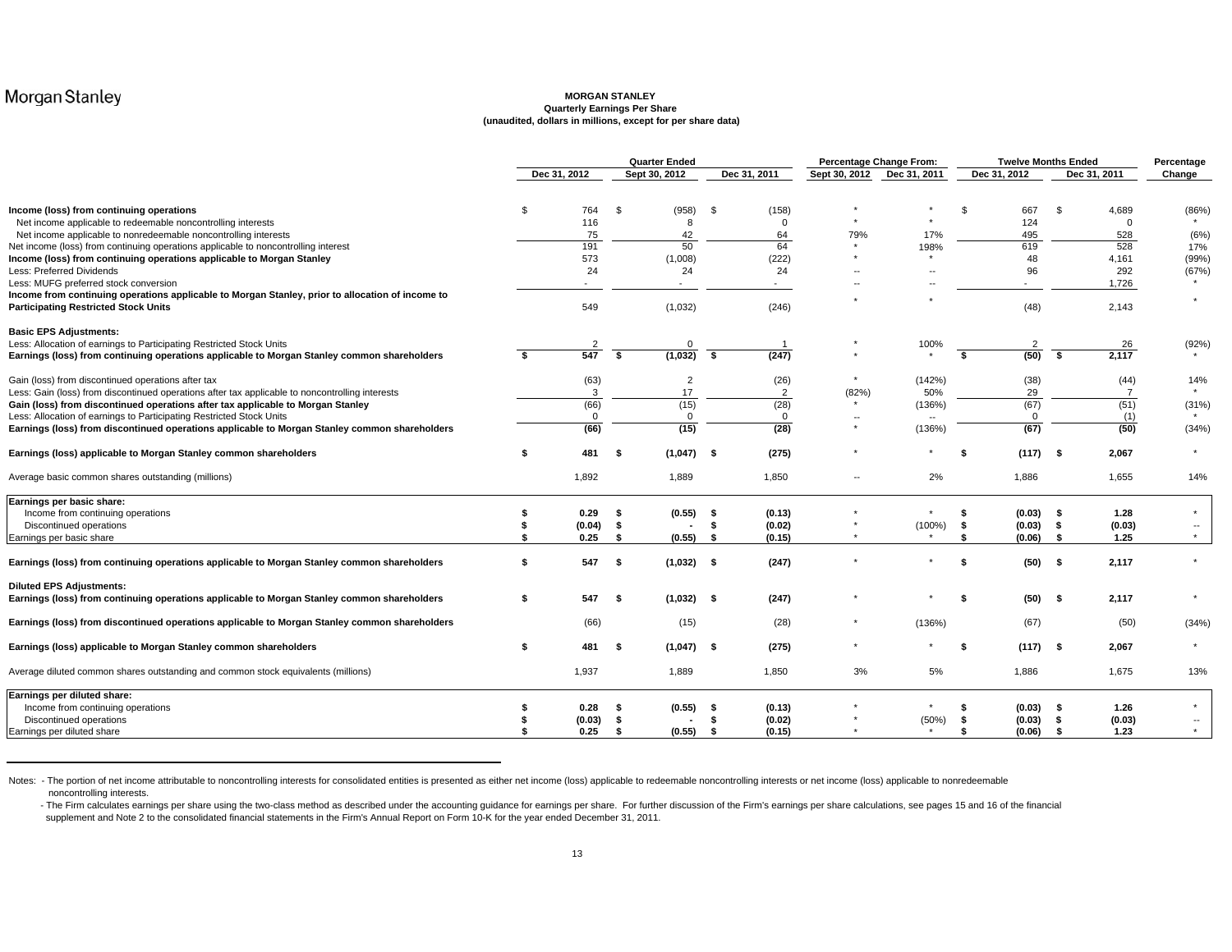Morgan Stanley

**MORGAN STANLEY**
**Quarterly Earnings Per Share**
**(unaudited, dollars in millions, except for per share data)**

| | Quarter Ended | | | Percentage Change From: | | Twelve Months Ended | | Percentage |
|---|---|---|---|---|---|---|---|---|
| | Dec 31, 2012 | Sept 30, 2012 | Dec 31, 2011 | Sept 30, 2012 | Dec 31, 2011 | Dec 31, 2012 | Dec 31, 2011 | Change |
| **Income (loss) from continuing operations** | $ 764 | $ (958) | $ (158) | * | * | $ 667 | $ 4,689 | (86%) |
| Net income applicable to redeemable noncontrolling interests | 116 | 8 | 0 | * | * | 124 | 0 | * |
| Net income applicable to nonredeemable noncontrolling interests | 75 | 42 | 64 | 79% | 17% | 495 | 528 | (6%) |
| Net income (loss) from continuing operations applicable to noncontrolling interest | 191 | 50 | 64 | * | 198% | 619 | 528 | 17% |
| **Income (loss) from continuing operations applicable to Morgan Stanley** | 573 | (1,008) | (222) | * | * | 48 | 4,161 | (99%) |
| Less: Preferred Dividends | 24 | 24 | 24 | -- | -- | 96 | 292 | (67%) |
| Less: MUFG preferred stock conversion | - | - | - | -- | -- | - | 1,726 | * |
| **Income from continuing operations applicable to Morgan Stanley, prior to allocation of income to Participating Restricted Stock Units** | 549 | (1,032) | (246) | * | * | (48) | 2,143 | * |
| **Basic EPS Adjustments:** | | | | | | | | |
| Less: Allocation of earnings to Participating Restricted Stock Units | 2 | 0 | 1 | * | 100% | 2 | 26 | (92%) |
| **Earnings (loss) from continuing operations applicable to Morgan Stanley common shareholders** | **$ 547** | **$ (1,032)** | **$ (247)** | * | * | **$ (50)** | **$ 2,117** | * |
| Gain (loss) from discontinued operations after tax | (63) | 2 | (26) | * | (142%) | (38) | (44) | 14% |
| Less: Gain (loss) from discontinued operations after tax applicable to noncontrolling interests | 3 | 17 | 2 | (82%) | 50% | 29 | 7 | * |
| **Gain (loss) from discontinued operations after tax applicable to Morgan Stanley** | (66) | (15) | (28) | * | (136%) | (67) | (51) | (31%) |
| Less: Allocation of earnings to Participating Restricted Stock Units | 0 | 0 | 0 | -- | -- | 0 | (1) | * |
| **Earnings (loss) from discontinued operations applicable to Morgan Stanley common shareholders** | **(66)** | **(15)** | **(28)** | * | (136%) | **(67)** | **(50)** | (34%) |
| **Earnings (loss) applicable to Morgan Stanley common shareholders** | **$ 481** | **$ (1,047)** | **$ (275)** | * | * | **$ (117)** | **$ 2,067** | * |
| Average basic common shares outstanding (millions) | 1,892 | 1,889 | 1,850 | -- | 2% | 1,886 | 1,655 | 14% |
| **Earnings per basic share:** | | | | | | | | |
| Income from continuing operations | **$ 0.29** | **$ (0.55)** | **$ (0.13)** | * | * | **$ (0.03)** | **$ 1.28** | * |
| Discontinued operations | **$ (0.04)** | **$ -** | **$ (0.02)** | * | (100%) | **$ (0.03)** | **$ (0.03)** | -- |
| Earnings per basic share | **$ 0.25** | **$ (0.55)** | **$ (0.15)** | * | * | **$ (0.06)** | **$ 1.25** | * |
| **Earnings (loss) from continuing operations applicable to Morgan Stanley common shareholders** | **$ 547** | **$ (1,032)** | **$ (247)** | * | * | **$ (50)** | **$ 2,117** | * |
| **Diluted EPS Adjustments:** | | | | | | | | |
| **Earnings (loss) from continuing operations applicable to Morgan Stanley common shareholders** | **$ 547** | **$ (1,032)** | **$ (247)** | * | * | **$ (50)** | **$ 2,117** | * |
| **Earnings (loss) from discontinued operations applicable to Morgan Stanley common shareholders** | (66) | (15) | (28) | * | (136%) | (67) | (50) | (34%) |
| **Earnings (loss) applicable to Morgan Stanley common shareholders** | **$ 481** | **$ (1,047)** | **$ (275)** | * | * | **$ (117)** | **$ 2,067** | * |
| Average diluted common shares outstanding and common stock equivalents (millions) | 1,937 | 1,889 | 1,850 | 3% | 5% | 1,886 | 1,675 | 13% |
| **Earnings per diluted share:** | | | | | | | | |
| Income from continuing operations | **$ 0.28** | **$ (0.55)** | **$ (0.13)** | * | * | **$ (0.03)** | **$ 1.26** | * |
| Discontinued operations | **$ (0.03)** | **$ -** | **$ (0.02)** | * | (50%) | **$ (0.03)** | **$ (0.03)** | -- |
| Earnings per diluted share | **$ 0.25** | **$ (0.55)** | **$ (0.15)** | * | * | **$ (0.06)** | **$ 1.23** | * |

Notes: - The portion of net income attributable to noncontrolling interests for consolidated entities is presented as either net income (loss) applicable to redeemable noncontrolling interests or net income (loss) applicable to nonredeemable noncontrolling interests.

- The Firm calculates earnings per share using the two-class method as described under the accounting guidance for earnings per share. For further discussion of the Firm's earnings per share calculations, see pages 15 and 16 of the financial supplement and Note 2 to the consolidated financial statements in the Firm's Annual Report on Form 10-K for the year ended December 31, 2011.